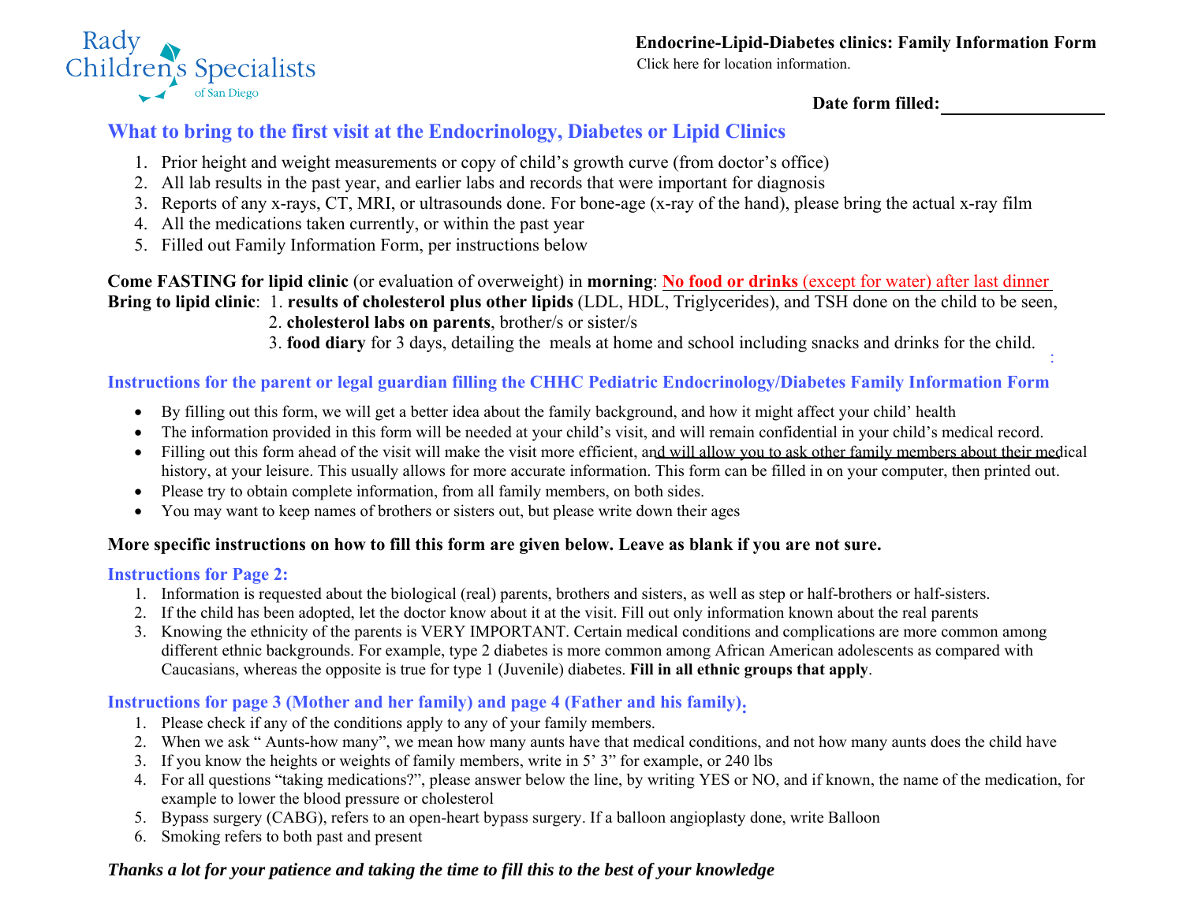Rady Children's Specialists of San Diego

**Endocrine-Lipid-Diabetes clinics: Family Information Form**

Click here for location information.

**Date form filled:** ___________________

## What to bring to the first visit at the Endocrinology, Diabetes or Lipid Clinics

1. Prior height and weight measurements or copy of child's growth curve (from doctor's office)
2. All lab results in the past year, and earlier labs and records that were important for diagnosis
3. Reports of any x-rays, CT, MRI, or ultrasounds done. For bone-age (x-ray of the hand), please bring the actual x-ray film
4. All the medications taken currently, or within the past year
5. Filled out Family Information Form, per instructions below

**Come FASTING for lipid clinic** (or evaluation of overweight) in **morning**: **No food or drinks** (except for water) after last dinner

**Bring to lipid clinic**: 1. **results of cholesterol plus other lipids** (LDL, HDL, Triglycerides), and TSH done on the child to be seen,
2. **cholesterol labs on parents**, brother/s or sister/s
3. **food diary** for 3 days, detailing the meals at home and school including snacks and drinks for the child.

## Instructions for the parent or legal guardian filling the CHHC Pediatric Endocrinology/Diabetes Family Information Form

- By filling out this form, we will get a better idea about the family background, and how it might affect your child' health
- The information provided in this form will be needed at your child's visit, and will remain confidential in your child's medical record.
- Filling out this form ahead of the visit will make the visit more efficient, and will allow you to ask other family members about their medical history, at your leisure. This usually allows for more accurate information. This form can be filled in on your computer, then printed out.
- Please try to obtain complete information, from all family members, on both sides.
- You may want to keep names of brothers or sisters out, but please write down their ages

**More specific instructions on how to fill this form are given below. Leave as blank if you are not sure.**

### Instructions for Page 2:

1. Information is requested about the biological (real) parents, brothers and sisters, as well as step or half-brothers or half-sisters.
2. If the child has been adopted, let the doctor know about it at the visit. Fill out only information known about the real parents
3. Knowing the ethnicity of the parents is VERY IMPORTANT. Certain medical conditions and complications are more common among different ethnic backgrounds. For example, type 2 diabetes is more common among African American adolescents as compared with Caucasians, whereas the opposite is true for type 1 (Juvenile) diabetes. **Fill in all ethnic groups that apply**.

### Instructions for page 3 (Mother and her family) and page 4 (Father and his family):

1. Please check if any of the conditions apply to any of your family members.
2. When we ask " Aunts-how many", we mean how many aunts have that medical conditions, and not how many aunts does the child have
3. If you know the heights or weights of family members, write in 5' 3" for example, or 240 lbs
4. For all questions "taking medications?", please answer below the line, by writing YES or NO, and if known, the name of the medication, for example to lower the blood pressure or cholesterol
5. Bypass surgery (CABG), refers to an open-heart bypass surgery. If a balloon angioplasty done, write Balloon
6. Smoking refers to both past and present

***Thanks a lot for your patience and taking the time to fill this to the best of your knowledge***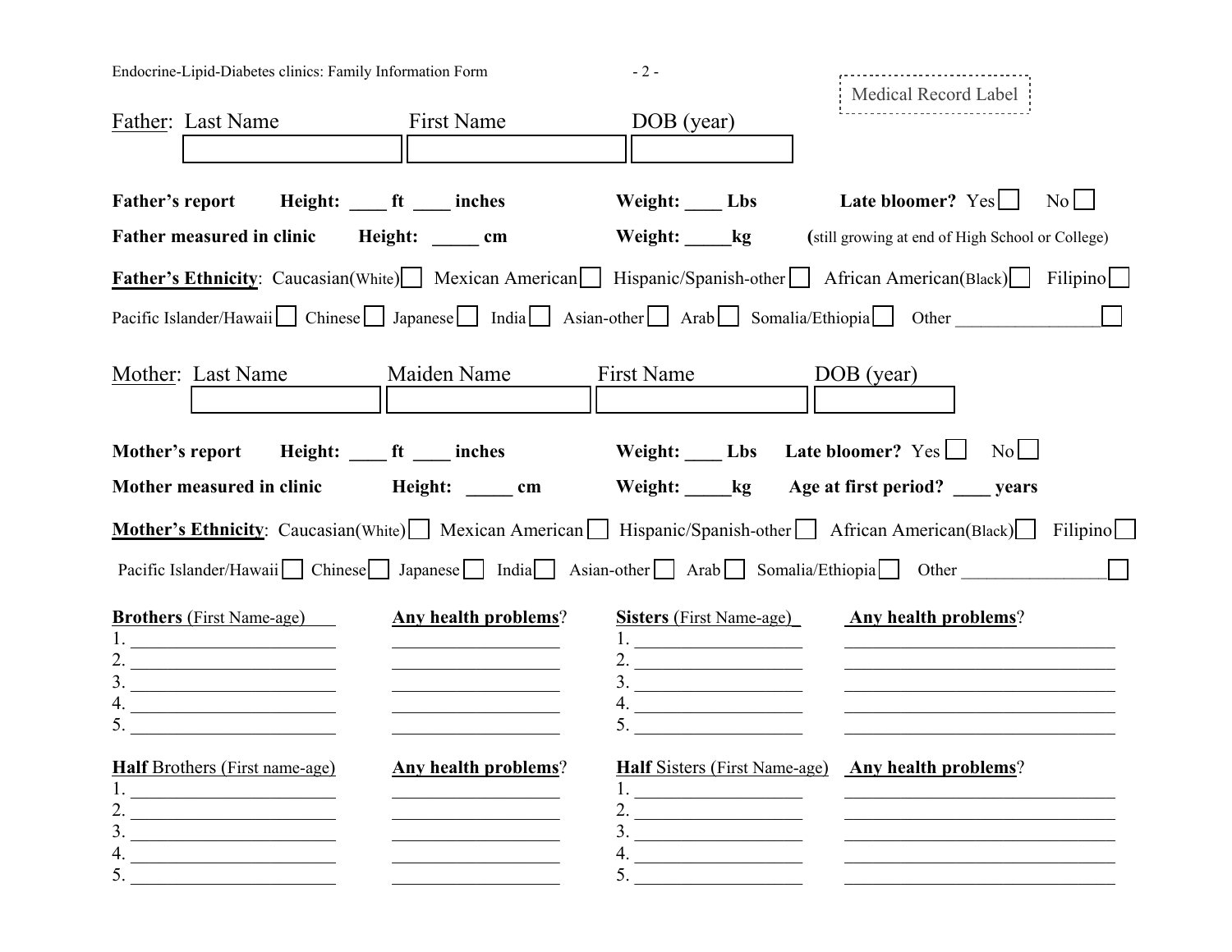Medical Record Label

Father: Last Name | First Name | DOB (year)

| Last Name | First Name | DOB (year) |
|---|---|---|
| | | |

**Father's report** **Height: \_\_\_\_ ft \_\_\_\_ inches** **Weight: \_\_\_\_ Lbs** **Late bloomer?** Yes ☐ No ☐

**Father measured in clinic** **Height: \_\_\_\_\_ cm** **Weight: \_\_\_\_\_kg** (still growing at end of High School or College)

**Father's Ethnicity**: Caucasian(White) ☐ Mexican American ☐ Hispanic/Spanish-other ☐ African American(Black) ☐ Filipino ☐ Pacific Islander/Hawaii ☐ Chinese ☐ Japanese ☐ India ☐ Asian-other ☐ Arab ☐ Somalia/Ethiopia ☐ Other \_\_\_\_\_\_\_\_\_\_\_\_\_\_\_\_ ☐

Mother: Last Name | Maiden Name | First Name | DOB (year)

| Last Name | Maiden Name | First Name | DOB (year) |
|---|---|---|---|
| | | | |

**Mother's report** **Height: \_\_\_\_ ft \_\_\_\_ inches** **Weight: \_\_\_\_ Lbs** **Late bloomer?** Yes ☐ No ☐

**Mother measured in clinic** **Height: \_\_\_\_\_ cm** **Weight: \_\_\_\_\_kg** **Age at first period? \_\_\_\_ years**

**Mother's Ethnicity**: Caucasian(White) ☐ Mexican American ☐ Hispanic/Spanish-other ☐ African American(Black) ☐ Filipino ☐ Pacific Islander/Hawaii ☐ Chinese ☐ Japanese ☐ India ☐ Asian-other ☐ Arab ☐ Somalia/Ethiopia ☐ Other \_\_\_\_\_\_\_\_\_\_\_\_\_\_\_\_ ☐

| **Brothers** (First Name-age) | **Any health problems**? | **Sisters** (First Name-age) | **Any health problems**? |
|---|---|---|---|
| 1. | | 1. | |
| 2. | | 2. | |
| 3. | | 3. | |
| 4. | | 4. | |
| 5. | | 5. | |

| **Half** Brothers (First name-age) | **Any health problems**? | **Half** Sisters (First Name-age) | **Any health problems**? |
|---|---|---|---|
| 1. | | 1. | |
| 2. | | 2. | |
| 3. | | 3. | |
| 4. | | 4. | |
| 5. | | 5. | |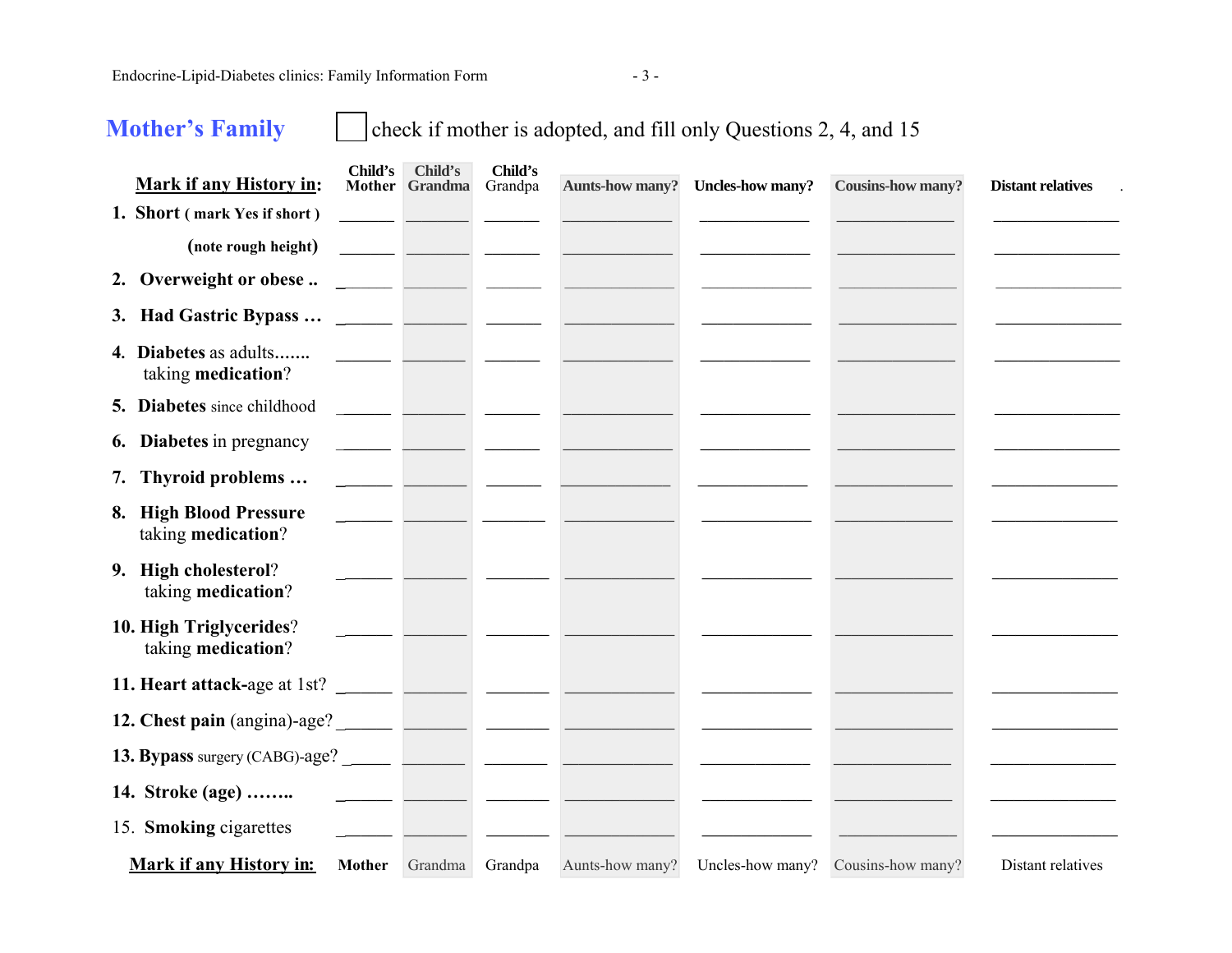## Mother's Family

☐ check if mother is adopted, and fill only Questions 2, 4, and 15

| **Mark if any History in:** | **Child's Mother** | **Child's Grandma** | **Child's Grandpa** | **Aunts-how many?** | **Uncles-how many?** | **Cousins-how many?** | **Distant relatives** |
|---|---|---|---|---|---|---|---|
| 1. **Short** ( **mark Yes if short** ) | ______ | ______ | ______ | ______ | ______ | ______ | ______ |
| (**note rough height**) | ______ | ______ | ______ | ______ | ______ | ______ | ______ |
| 2. **Overweight or obese ..** | ______ | ______ | ______ | ______ | ______ | ______ | ______ |
| 3. **Had Gastric Bypass …** | ______ | ______ | ______ | ______ | ______ | ______ | ______ |
| 4. **Diabetes** as adults……. taking **medication**? | ______ | ______ | ______ | ______ | ______ | ______ | ______ |
| 5. **Diabetes** since childhood | ______ | ______ | ______ | ______ | ______ | ______ | ______ |
| 6. **Diabetes** in pregnancy | ______ | ______ | ______ | ______ | ______ | ______ | ______ |
| 7. **Thyroid problems …** | ______ | ______ | ______ | ______ | ______ | ______ | ______ |
| 8. **High Blood Pressure** taking **medication**? | ______ | ______ | ______ | ______ | ______ | ______ | ______ |
| 9. **High cholesterol**? taking **medication**? | ______ | ______ | ______ | ______ | ______ | ______ | ______ |
| 10. **High Triglycerides**? taking **medication**? | ______ | ______ | ______ | ______ | ______ | ______ | ______ |
| 11. **Heart attack-**age at 1st? | ______ | ______ | ______ | ______ | ______ | ______ | ______ |
| 12. **Chest pain** (angina)-age? | ______ | ______ | ______ | ______ | ______ | ______ | ______ |
| 13. **Bypass** surgery (CABG)-age? | ______ | ______ | ______ | ______ | ______ | ______ | ______ |
| 14. **Stroke (age) ……..** | ______ | ______ | ______ | ______ | ______ | ______ | ______ |
| 15. **Smoking** cigarettes | ______ | ______ | ______ | ______ | ______ | ______ | ______ |
| **Mark if any History in:** | **Mother** | Grandma | Grandpa | Aunts-how many? | Uncles-how many? | Cousins-how many? | Distant relatives |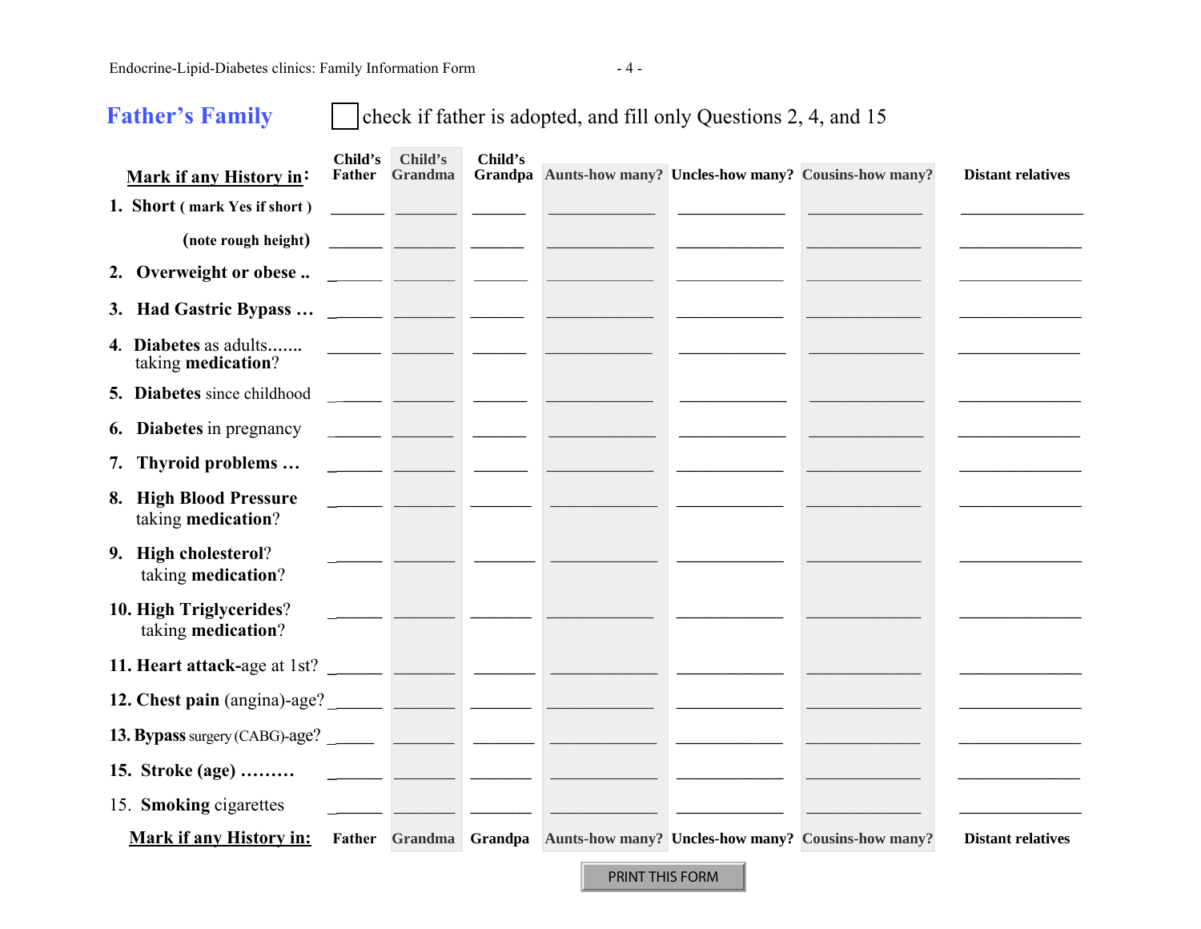## Father's Family

☐ check if father is adopted, and fill only Questions 2, 4, and 15

| **Mark if any History in:** | Child's Father | Child's Grandma | Child's Grandpa | Aunts-how many? | Uncles-how many? | Cousins-how many? | Distant relatives |
|---|---|---|---|---|---|---|---|
| **1. Short** ( **mark Yes if short** ) | ______ | ______ | ______ | ______ | ______ | ______ | ______ |
| (**note rough height**) | ______ | ______ | ______ | ______ | ______ | ______ | ______ |
| **2. Overweight or obese ..** | ______ | ______ | ______ | ______ | ______ | ______ | ______ |
| **3. Had Gastric Bypass …** | ______ | ______ | ______ | ______ | ______ | ______ | ______ |
| **4. Diabetes** as adults……. taking **medication**? | ______ | ______ | ______ | ______ | ______ | ______ | ______ |
| **5. Diabetes** since childhood | ______ | ______ | ______ | ______ | ______ | ______ | ______ |
| **6. Diabetes** in pregnancy | ______ | ______ | ______ | ______ | ______ | ______ | ______ |
| **7. Thyroid problems …** | ______ | ______ | ______ | ______ | ______ | ______ | ______ |
| **8. High Blood Pressure** taking **medication**? | ______ | ______ | ______ | ______ | ______ | ______ | ______ |
| **9. High cholesterol**? taking **medication**? | ______ | ______ | ______ | ______ | ______ | ______ | ______ |
| **10. High Triglycerides**? taking **medication**? | ______ | ______ | ______ | ______ | ______ | ______ | ______ |
| **11. Heart attack-**age at 1st? | ______ | ______ | ______ | ______ | ______ | ______ | ______ |
| **12. Chest pain** (angina)-age? | ______ | ______ | ______ | ______ | ______ | ______ | ______ |
| **13. Bypass** surgery (CABG)-age? | ______ | ______ | ______ | ______ | ______ | ______ | ______ |
| **15. Stroke (age) ………** | ______ | ______ | ______ | ______ | ______ | ______ | ______ |
| 15. **Smoking** cigarettes | ______ | ______ | ______ | ______ | ______ | ______ | ______ |
| **Mark if any History in:** | **Father** | **Grandma** | **Grandpa** | **Aunts-how many?** | **Uncles-how many?** | **Cousins-how many?** | **Distant relatives** |

PRINT THIS FORM